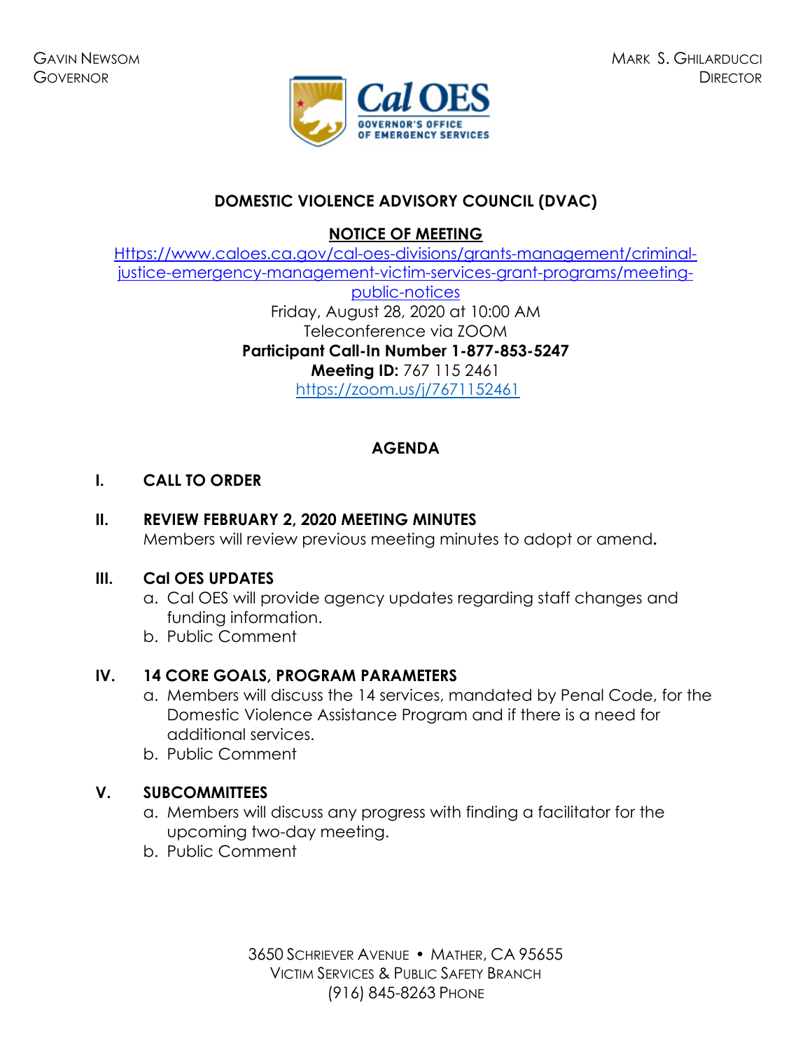GAVIN NEWSOM
GOVERNOR

MARK S. GHILARDUCCI
DIRECTOR

Cal OES
GOVERNOR'S OFFICE
OF EMERGENCY SERVICES

# DOMESTIC VIOLENCE ADVISORY COUNCIL (DVAC)

## NOTICE OF MEETING

Https://www.caloes.ca.gov/cal-oes-divisions/grants-management/criminal-justice-emergency-management-victim-services-grant-programs/meeting-public-notices

Friday, August 28, 2020 at 10:00 AM

Teleconference via ZOOM

**Participant Call-In Number 1-877-853-5247**

**Meeting ID:** 767 115 2461

https://zoom.us/j/7671152461

## AGENDA

**I. CALL TO ORDER**

**II. REVIEW FEBRUARY 2, 2020 MEETING MINUTES**

Members will review previous meeting minutes to adopt or amend.

**III. Cal OES UPDATES**

a. Cal OES will provide agency updates regarding staff changes and funding information.
b. Public Comment

**IV. 14 CORE GOALS, PROGRAM PARAMETERS**

a. Members will discuss the 14 services, mandated by Penal Code, for the Domestic Violence Assistance Program and if there is a need for additional services.
b. Public Comment

**V. SUBCOMMITTEES**

a. Members will discuss any progress with finding a facilitator for the upcoming two-day meeting.
b. Public Comment

3650 SCHRIEVER AVENUE • MATHER, CA 95655
VICTIM SERVICES & PUBLIC SAFETY BRANCH
(916) 845-8263 PHONE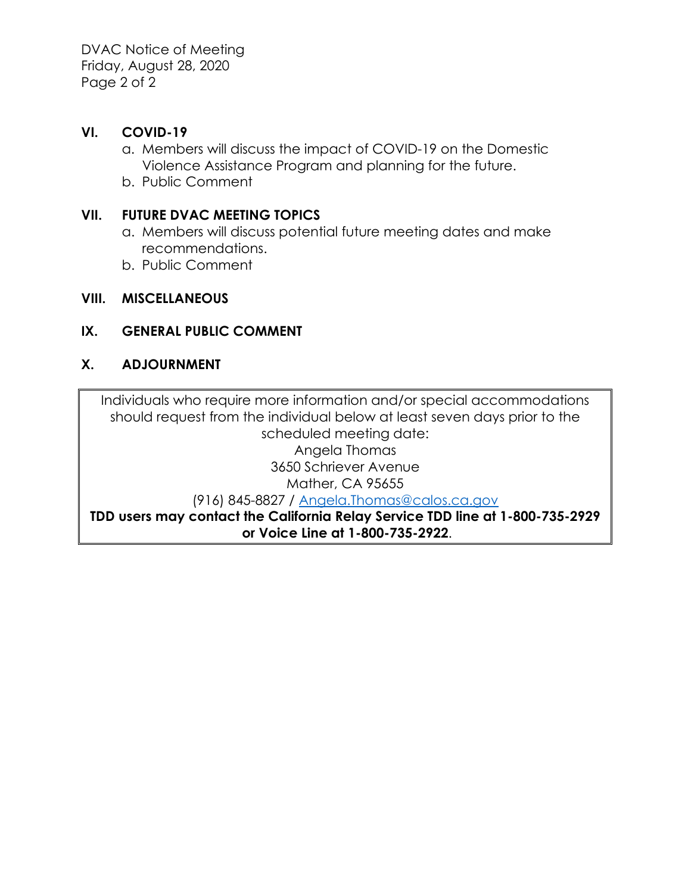## VI. COVID-19

a. Members will discuss the impact of COVID-19 on the Domestic Violence Assistance Program and planning for the future.
b. Public Comment

## VII. FUTURE DVAC MEETING TOPICS

a. Members will discuss potential future meeting dates and make recommendations.
b. Public Comment

## VIII. MISCELLANEOUS

## IX. GENERAL PUBLIC COMMENT

## X. ADJOURNMENT

Individuals who require more information and/or special accommodations should request from the individual below at least seven days prior to the scheduled meeting date:

Angela Thomas
3650 Schriever Avenue
Mather, CA 95655
(916) 845-8827 / Angela.Thomas@calos.ca.gov

**TDD users may contact the California Relay Service TDD line at 1-800-735-2929 or Voice Line at 1-800-735-2922**.